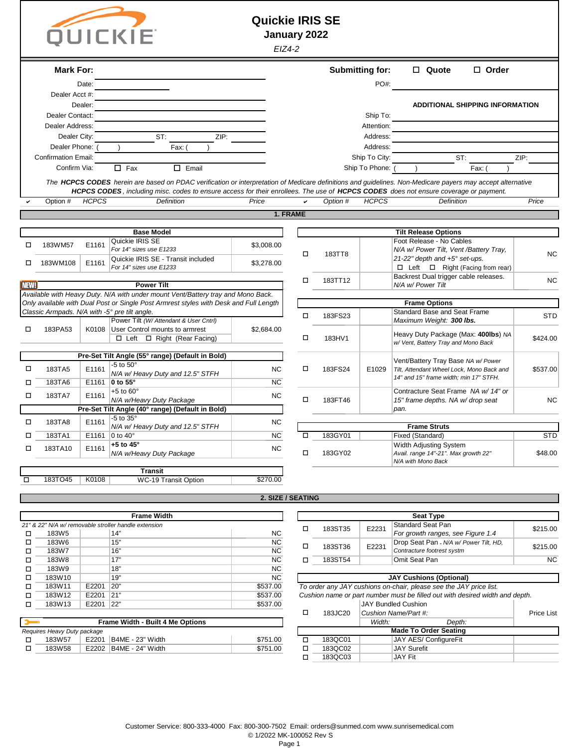# Quickie IRIS SE

**January 2022**

*EIZ4-2*

**Mark For:**

Date: ____________

Dealer Acct #: ____________

Dealer: ____________

Dealer Contact: ____________

Dealer Address: ____________

Dealer City: ____________ ST: ______ ZIP: ______

Dealer Phone: ( ) Fax: ( )

Confirmation Email: ____________

Confirm Via: ☐ Fax ☐ Email

**Submitting for:** ☐ **Quote** ☐ **Order**

PO#: ____________

**ADDITIONAL SHIPPING INFORMATION**

Ship To: ____________

Attention: ____________

Address: ____________

Address: ____________

Ship To City: ____________ ST: ______ ZIP: ______

Ship To Phone: ( ) Fax: ( )

*The **HCPCS CODES** herein are based on PDAC verification or interpretation of Medicare definitions and guidelines. Non-Medicare payers may accept alternative **HCPCS CODES**, including misc. codes to ensure access for their enrollees. The use of **HCPCS CODES** does not ensure coverage or payment.*

## 1. FRAME

**Base Model**

| ✔ | Option # | HCPCS | Definition | Price |
|---|---|---|---|---|
| ☐ | 183WM57 | E1161 | Quickie IRIS SE *For 14" sizes use E1233* | $3,008.00 |
| ☐ | 183WM108 | E1161 | Quickie IRIS SE - Transit included *For 14" sizes use E1233* | $3,278.00 |

**Power Tilt** (NEW!)

*Available with Heavy Duty. N/A with under mount Vent/Battery tray and Mono Back. Only available with Dual Post or Single Post Armrest styles with Desk and Full Length Classic Armpads. N/A with -5° pre tilt angle.*

| ✔ | Option # | HCPCS | Definition | Price |
|---|---|---|---|---|
| ☐ | 183PA53 | K0108 | Power Tilt *(W/ Attendant & User Cntrl)* User Control mounts to armrest ☐ Left ☐ Right (Rear Facing) | $2,684.00 |

| ✔ | Option # | HCPCS | Definition | Price |
|---|---|---|---|---|
| | | | **Pre-Set Tilt Angle (55° range) (Default in Bold)** | |
| ☐ | 183TA5 | E1161 | -5 to 50° *N/A w/ Heavy Duty and 12.5" STFH* | NC |
| ☐ | 183TA6 | E1161 | **0 to 55°** | NC |
| ☐ | 183TA7 | E1161 | +5 to 60° *N/A w/Heavy Duty Package* | NC |
| | | | **Pre-Set Tilt Angle (40° range) (Default in Bold)** | |
| ☐ | 183TA8 | E1161 | -5 to 35° *N/A w/ Heavy Duty and 12.5" STFH* | NC |
| ☐ | 183TA1 | E1161 | 0 to 40° | NC |
| ☐ | 183TA10 | E1161 | **+5 to 45°** *N/A w/Heavy Duty Package* | NC |

**Transit**

| ✔ | Option # | HCPCS | Definition | Price |
|---|---|---|---|---|
| ☐ | 183TO45 | K0108 | WC-19 Transit Option | $270.00 |

**Tilt Release Options**

| ✔ | Option # | HCPCS | Definition | Price |
|---|---|---|---|---|
| ☐ | 183TT8 | | Foot Release - No Cables *N/A w/ Power Tilt, Vent /Battery Tray, 21-22" depth and +5° set-ups.* ☐ Left ☐ Right (Facing from rear) | NC |
| ☐ | 183TT12 | | Backrest Dual trigger cable releases. *N/A w/ Power Tilt* | NC |

**Frame Options**

| ✔ | Option # | HCPCS | Definition | Price |
|---|---|---|---|---|
| ☐ | 183FS23 | | Standard Base and Seat Frame *Maximum Weight: **300 lbs.*** | STD |
| ☐ | 183HV1 | | Heavy Duty Package (Max: **400lbs**) *NA w/ Vent, Battery Tray and Mono Back* | $424.00 |
| ☐ | 183FS24 | E1029 | Vent/Battery Tray Base *NA w/ Power Tilt, Attendant Wheel Lock, Mono Back and 14" and 15" frame width; min 17" STFH.* | $537.00 |
| ☐ | 183FT46 | | Contracture Seat Frame *NA w/ 14" or 15" frame depths. NA w/ drop seat pan.* | NC |

**Frame Struts**

| ✔ | Option # | HCPCS | Definition | Price |
|---|---|---|---|---|
| ☐ | 183GY01 | | Fixed (Standard) | STD |
| ☐ | 183GY02 | | Width Adjusting System *Avail. range 14"-21". Max growth 22" N/A with Mono Back* | $48.00 |

## 2. SIZE / SEATING

**Frame Width**

*21" & 22" N/A w/ removable stroller handle extension*

| ✔ | Option # | HCPCS | Definition | Price |
|---|---|---|---|---|
| ☐ | 183W5 | | 14" | NC |
| ☐ | 183W6 | | 15" | NC |
| ☐ | 183W7 | | 16" | NC |
| ☐ | 183W8 | | 17" | NC |
| ☐ | 183W9 | | 18" | NC |
| ☐ | 183W10 | | 19" | NC |
| ☐ | 183W11 | E2201 | 20" | $537.00 |
| ☐ | 183W12 | E2201 | 21" | $537.00 |
| ☐ | 183W13 | E2201 | 22" | $537.00 |

**Frame Width - Built 4 Me Options**

*Requires Heavy Duty package*

| ✔ | Option # | HCPCS | Definition | Price |
|---|---|---|---|---|
| ☐ | 183W57 | E2201 | B4ME - 23" Width | $751.00 |
| ☐ | 183W58 | E2202 | B4ME - 24" Width | $751.00 |

**Seat Type**

| ✔ | Option # | HCPCS | Definition | Price |
|---|---|---|---|---|
| ☐ | 183ST35 | E2231 | Standard Seat Pan *For growth ranges, see Figure 1.4* | $215.00 |
| ☐ | 183ST36 | E2231 | Drop Seat Pan - *N/A w/ Power Tilt, HD, Contracture footrest systm* | $215.00 |
| ☐ | 183ST54 | | Omit Seat Pan | NC |

**JAY Cushions (Optional)**

*To order any JAY cushions on-chair, please see the JAY price list. Cushion name or part number must be filled out with desired width and depth.*

| ✔ | Option # | HCPCS | Definition | Price |
|---|---|---|---|---|
| ☐ | 183JC20 | | JAY Bundled Cushion *Cushion Name/Part #:* *Width:* *Depth:* | Price List |
| | | | **Made To Order Seating** | |
| ☐ | 183QC01 | | JAY AES/ ConfigureFit | |
| ☐ | 183QC02 | | JAY Surefit | |
| ☐ | 183QC03 | | JAY Fit | |

Customer Service: 800-333-4000 Fax: 800-300-7502 Email: orders@sunmed.com www.sunrisemedical.com

© 1/2022 MK-100052 Rev S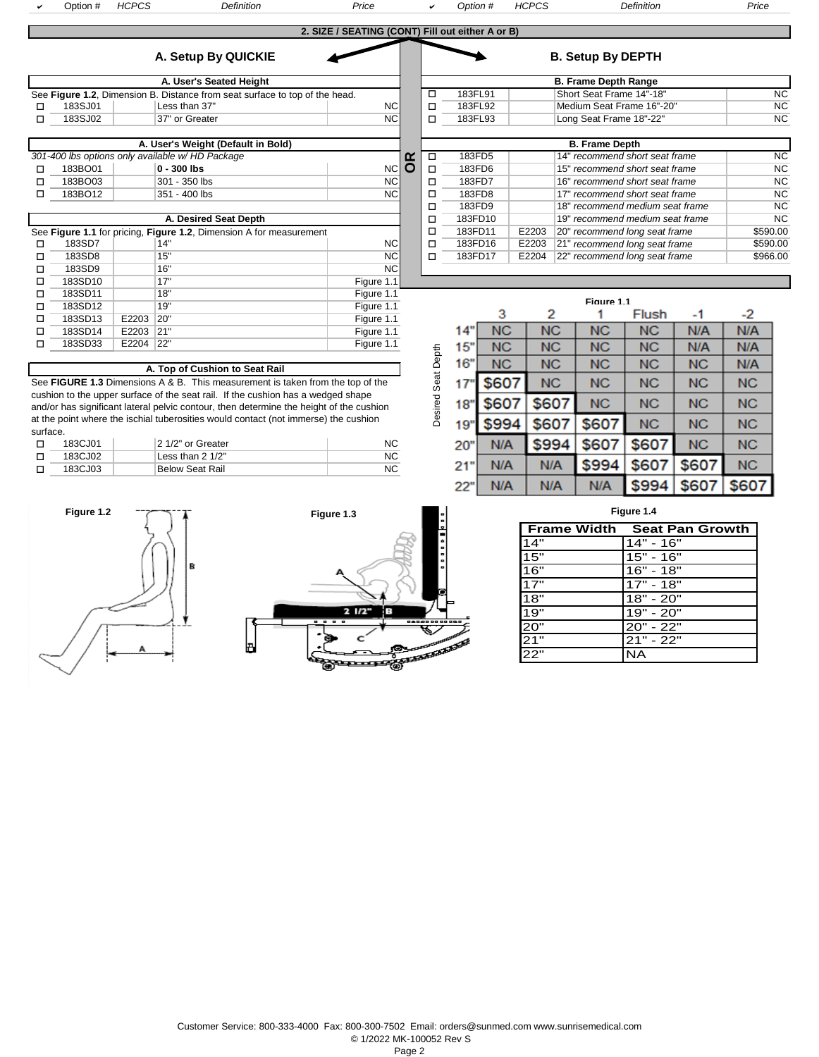| ✔ | Option # | HCPCS | Definition | Price | ✔ | Option # | HCPCS | Definition | Price |
|---|---|---|---|---|---|---|---|---|---|

## 2. SIZE / SEATING (CONT) Fill out either A or B)

### A. Setup By QUICKIE

**OR**

### B. Setup By DEPTH

**A. User's Seated Height**

See **Figure 1.2**, Dimension B. Distance from seat surface to top of the head.

| ✔ | Option # | HCPCS | Definition | Price |
|---|---|---|---|---|
| ☐ | 183SJ01 | | Less than 37" | NC |
| ☐ | 183SJ02 | | 37" or Greater | NC |

**A. User's Weight (Default in Bold)**

*301-400 lbs options only available w/ HD Package*

| ✔ | Option # | HCPCS | Definition | Price |
|---|---|---|---|---|
| ☐ | 183BO01 | | **0 - 300 lbs** | NC |
| ☐ | 183BO03 | | 301 - 350 lbs | NC |
| ☐ | 183BO12 | | 351 - 400 lbs | NC |

**A. Desired Seat Depth**

See **Figure 1.1** for pricing, **Figure 1.2**, Dimension A for measurement

| ✔ | Option # | HCPCS | Definition | Price |
|---|---|---|---|---|
| ☐ | 183SD7 | | 14" | NC |
| ☐ | 183SD8 | | 15" | NC |
| ☐ | 183SD9 | | 16" | NC |
| ☐ | 183SD10 | | 17" | Figure 1.1 |
| ☐ | 183SD11 | | 18" | Figure 1.1 |
| ☐ | 183SD12 | | 19" | Figure 1.1 |
| ☐ | 183SD13 | E2203 | 20" | Figure 1.1 |
| ☐ | 183SD14 | E2203 | 21" | Figure 1.1 |
| ☐ | 183SD33 | E2204 | 22" | Figure 1.1 |

**A. Top of Cushion to Seat Rail**

See **FIGURE 1.3** Dimensions A & B. This measurement is taken from the top of the cushion to the upper surface of the seat rail. If the cushion has a wedged shape and/or has significant lateral pelvic contour, then determine the height of the cushion at the point where the ischial tuberosities would contact (not immerse) the cushion surface.

| ✔ | Option # | HCPCS | Definition | Price |
|---|---|---|---|---|
| ☐ | 183CJ01 | | 2 1/2" or Greater | NC |
| ☐ | 183CJ02 | | Less than 2 1/2" | NC |
| ☐ | 183CJ03 | | Below Seat Rail | NC |

**B. Frame Depth Range**

| ✔ | Option # | HCPCS | Definition | Price |
|---|---|---|---|---|
| ☐ | 183FL91 | | Short Seat Frame 14"-18" | NC |
| ☐ | 183FL92 | | Medium Seat Frame 16"-20" | NC |
| ☐ | 183FL93 | | Long Seat Frame 18"-22" | NC |

**B. Frame Depth**

| ✔ | Option # | HCPCS | Definition | Price |
|---|---|---|---|---|
| ☐ | 183FD5 | | 14" *recommend short seat frame* | NC |
| ☐ | 183FD6 | | 15" *recommend short seat frame* | NC |
| ☐ | 183FD7 | | 16" *recommend short seat frame* | NC |
| ☐ | 183FD8 | | 17" *recommend short seat frame* | NC |
| ☐ | 183FD9 | | 18" *recommend medium seat frame* | NC |
| ☐ | 183FD10 | | 19" *recommend medium seat frame* | NC |
| ☐ | 183FD11 | E2203 | 20" *recommend long seat frame* | $590.00 |
| ☐ | 183FD16 | E2203 | 21" *recommend long seat frame* | $590.00 |
| ☐ | 183FD17 | E2204 | 22" *recommend long seat frame* | $966.00 |

**Figure 1.1**

| Desired Seat Depth | 3 | 2 | 1 | Flush | -1 | -2 |
|---|---|---|---|---|---|---|
| 14" | NC | NC | NC | NC | N/A | N/A |
| 15" | NC | NC | NC | NC | N/A | N/A |
| 16" | NC | NC | NC | NC | NC | N/A |
| 17" | $607 | NC | NC | NC | NC | NC |
| 18" | $607 | $607 | NC | NC | NC | NC |
| 19" | $994 | $607 | $607 | NC | NC | NC |
| 20" | N/A | $994 | $607 | $607 | NC | NC |
| 21" | N/A | N/A | $994 | $607 | $607 | NC |
| 22" | N/A | N/A | N/A | $994 | $607 | $607 |

**Figure 1.2**

**Figure 1.3**

**Figure 1.4**

| Frame Width | Seat Pan Growth |
|---|---|
| 14" | 14" - 16" |
| 15" | 15" - 16" |
| 16" | 16" - 18" |
| 17" | 17" - 18" |
| 18" | 18" - 20" |
| 19" | 19" - 20" |
| 20" | 20" - 22" |
| 21" | 21" - 22" |
| 22" | NA |

Customer Service: 800-333-4000 Fax: 800-300-7502 Email: orders@sunmed.com www.sunrisemedical.com
© 1/2022 MK-100052 Rev S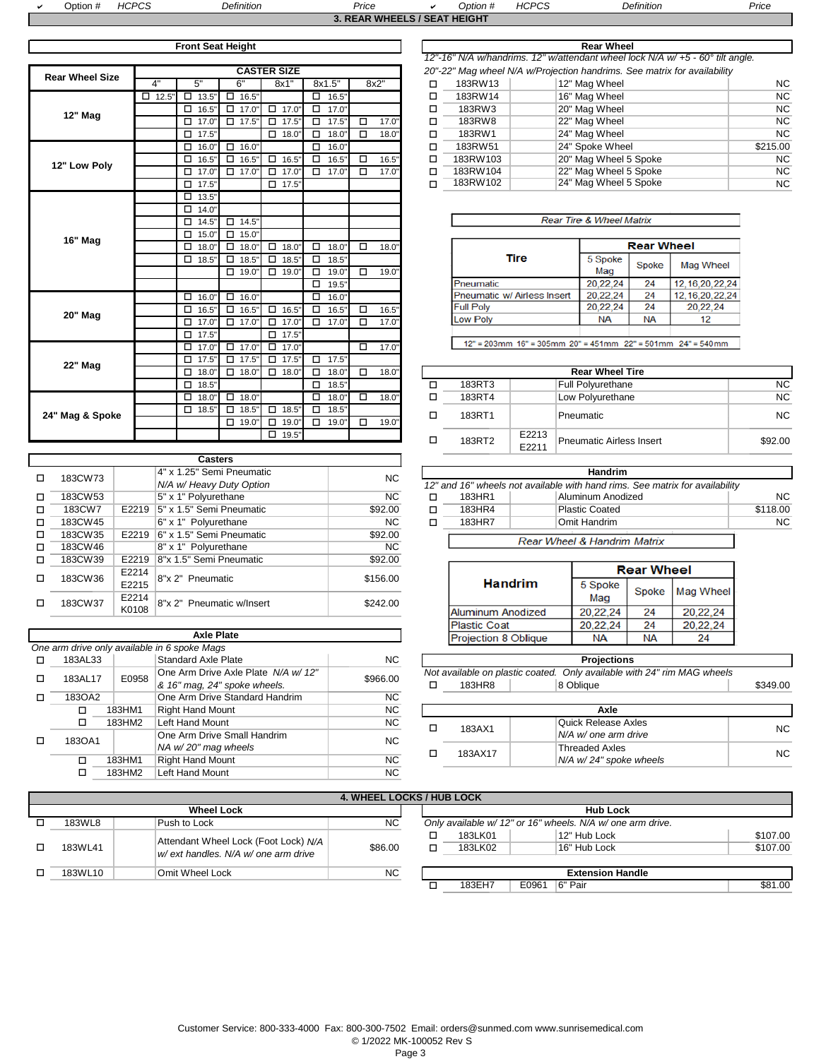## 3. REAR WHEELS / SEAT HEIGHT

### Front Seat Height

| Rear Wheel Size | CASTER SIZE 4" | 5" | 6" | 8x1" | 8x1.5" | 8x2" |
|---|---|---|---|---|---|---|
| 12" Mag | ☐ 12.5" | ☐ 13.5" | ☐ 16.5" | | ☐ 16.5" | |
| | | ☐ 16.5" | ☐ 17.0" | ☐ 17.0" | ☐ 17.0" | |
| | | ☐ 17.0" | ☐ 17.5" | ☐ 17.5" | ☐ 17.5" | ☐ 17.0" |
| | | ☐ 17.5" | | ☐ 18.0" | ☐ 18.0" | ☐ 18.0" |
| 12" Low Poly | | ☐ 16.0" | ☐ 16.0" | | ☐ 16.0" | |
| | | ☐ 16.5" | ☐ 16.5" | ☐ 16.5" | ☐ 16.5" | ☐ 16.5" |
| | | ☐ 17.0" | ☐ 17.0" | ☐ 17.0" | ☐ 17.0" | ☐ 17.0" |
| | | ☐ 17.5" | | ☐ 17.5" | | |
| 16" Mag | | ☐ 13.5" | | | | |
| | | ☐ 14.0" | | | | |
| | | ☐ 14.5" | ☐ 14.5" | | | |
| | | ☐ 15.0" | ☐ 15.0" | | | |
| | | ☐ 18.0" | ☐ 18.0" | ☐ 18.0" | ☐ 18.0" | ☐ 18.0" |
| | | ☐ 18.5" | ☐ 18.5" | ☐ 18.5" | ☐ 18.5" | |
| | | | ☐ 19.0" | ☐ 19.0" | ☐ 19.0" | ☐ 19.0" |
| | | | | | ☐ 19.5" | |
| 20" Mag | | ☐ 16.0" | ☐ 16.0" | | ☐ 16.0" | |
| | | ☐ 16.5" | ☐ 16.5" | ☐ 16.5" | ☐ 16.5" | ☐ 16.5" |
| | | ☐ 17.0" | ☐ 17.0" | ☐ 17.0" | ☐ 17.0" | ☐ 17.0" |
| | | ☐ 17.5" | | ☐ 17.5" | | |
| 22" Mag | | ☐ 17.0" | ☐ 17.0" | ☐ 17.0" | | ☐ 17.0" |
| | | ☐ 17.5" | ☐ 17.5" | ☐ 17.5" | ☐ 17.5" | |
| | | ☐ 18.0" | ☐ 18.0" | ☐ 18.0" | ☐ 18.0" | ☐ 18.0" |
| | | ☐ 18.5" | | | ☐ 18.5" | |
| 24" Mag & Spoke | | ☐ 18.0" | ☐ 18.0" | | ☐ 18.0" | ☐ 18.0" |
| | | ☐ 18.5" | ☐ 18.5" | ☐ 18.5" | ☐ 18.5" | |
| | | | ☐ 19.0" | ☐ 19.0" | ☐ 19.0" | ☐ 19.0" |
| | | | | ☐ 19.5" | | |

### Casters

| ✔ | Option # | HCPCS | Definition | Price |
|---|---|---|---|---|
| ☐ | 183CW73 | | 4" x 1.25" Semi Pneumatic *N/A w/ Heavy Duty Option* | NC |
| ☐ | 183CW53 | | 5" x 1" Polyurethane | NC |
| ☐ | 183CW7 | E2219 | 5" x 1.5" Semi Pneumatic | $92.00 |
| ☐ | 183CW45 | | 6" x 1" Polyurethane | NC |
| ☐ | 183CW35 | E2219 | 6" x 1.5" Semi Pneumatic | $92.00 |
| ☐ | 183CW46 | | 8" x 1" Polyurethane | NC |
| ☐ | 183CW39 | E2219 | 8"x 1.5" Semi Pneumatic | $92.00 |
| ☐ | 183CW36 | E2214 E2215 | 8"x 2" Pneumatic | $156.00 |
| ☐ | 183CW37 | E2214 K0108 | 8"x 2" Pneumatic w/Insert | $242.00 |

### Axle Plate

*One arm drive only available in 6 spoke Mags*

| ✔ | Option # | HCPCS | Definition | Price |
|---|---|---|---|---|
| ☐ | 183AL33 | | Standard Axle Plate | NC |
| ☐ | 183AL17 | E0958 | One Arm Drive Axle Plate *N/A w/ 12" & 16" mag, 24" spoke wheels.* | $966.00 |
| ☐ | 183OA2 | | One Arm Drive Standard Handrim | NC |
| | ☐ 183HM1 | | Right Hand Mount | NC |
| | ☐ 183HM2 | | Left Hand Mount | NC |
| ☐ | 183OA1 | | One Arm Drive Small Handrim *NA w/ 20" mag wheels* | NC |
| | ☐ 183HM1 | | Right Hand Mount | NC |
| | ☐ 183HM2 | | Left Hand Mount | NC |

### Rear Wheel

*12"-16" N/A w/handrims. 12" w/attendant wheel lock N/A w/ +5 - 60° tilt angle. 20"-22" Mag wheel N/A w/Projection handrims. See matrix for availability*

| ✔ | Option # | HCPCS | Definition | Price |
|---|---|---|---|---|
| ☐ | 183RW13 | | 12" Mag Wheel | NC |
| ☐ | 183RW14 | | 16" Mag Wheel | NC |
| ☐ | 183RW3 | | 20" Mag Wheel | NC |
| ☐ | 183RW8 | | 22" Mag Wheel | NC |
| ☐ | 183RW1 | | 24" Mag Wheel | NC |
| ☐ | 183RW51 | | 24" Spoke Wheel | $215.00 |
| ☐ | 183RW103 | | 20" Mag Wheel 5 Spoke | NC |
| ☐ | 183RW104 | | 22" Mag Wheel 5 Spoke | NC |
| ☐ | 183RW102 | | 24" Mag Wheel 5 Spoke | NC |

*Rear Tire & Wheel Matrix*

| Tire | Rear Wheel: 5 Spoke Mag | Spoke | Mag Wheel |
|---|---|---|---|
| Pneumatic | 20,22,24 | 24 | 12,16,20,22,24 |
| Pneumatic w/ Airless Insert | 20,22,24 | 24 | 12,16,20,22,24 |
| Full Poly | 20,22,24 | 24 | 20,22,24 |
| Low Poly | NA | NA | 12 |

12" = 203mm 16" = 305mm 20" = 451mm 22" = 501mm 24" = 540mm

### Rear Wheel Tire

| ✔ | Option # | HCPCS | Definition | Price |
|---|---|---|---|---|
| ☐ | 183RT3 | | Full Polyurethane | NC |
| ☐ | 183RT4 | | Low Polyurethane | NC |
| ☐ | 183RT1 | | Pneumatic | NC |
| ☐ | 183RT2 | E2213 E2211 | Pneumatic Airless Insert | $92.00 |

### Handrim

*12" and 16" wheels not available with hand rims. See matrix for availability*

| ✔ | Option # | HCPCS | Definition | Price |
|---|---|---|---|---|
| ☐ | 183HR1 | | Aluminum Anodized | NC |
| ☐ | 183HR4 | | Plastic Coated | $118.00 |
| ☐ | 183HR7 | | Omit Handrim | NC |

*Rear Wheel & Handrim Matrix*

| Handrim | Rear Wheel: 5 Spoke Mag | Spoke | Mag Wheel |
|---|---|---|---|
| Aluminum Anodized | 20,22,24 | 24 | 20,22,24 |
| Plastic Coat | 20,22,24 | 24 | 20,22,24 |
| Projection 8 Oblique | NA | NA | 24 |

### Projections

*Not available on plastic coated. Only available with 24" rim MAG wheels*

| ✔ | Option # | HCPCS | Definition | Price |
|---|---|---|---|---|
| ☐ | 183HR8 | | 8 Oblique | $349.00 |

### Axle

| ✔ | Option # | HCPCS | Definition | Price |
|---|---|---|---|---|
| ☐ | 183AX1 | | Quick Release Axles *N/A w/ one arm drive* | NC |
| ☐ | 183AX17 | | Threaded Axles *N/A w/ 24" spoke wheels* | NC |

## 4. WHEEL LOCKS / HUB LOCK

### Wheel Lock

| ✔ | Option # | HCPCS | Definition | Price |
|---|---|---|---|---|
| ☐ | 183WL8 | | Push to Lock | NC |
| ☐ | 183WL41 | | Attendant Wheel Lock (Foot Lock) *N/A w/ ext handles. N/A w/ one arm drive* | $86.00 |
| ☐ | 183WL10 | | Omit Wheel Lock | NC |

### Hub Lock

*Only available w/ 12" or 16" wheels. N/A w/ one arm drive.*

| ✔ | Option # | HCPCS | Definition | Price |
|---|---|---|---|---|
| ☐ | 183LK01 | | 12" Hub Lock | $107.00 |
| ☐ | 183LK02 | | 16" Hub Lock | $107.00 |

### Extension Handle

| ✔ | Option # | HCPCS | Definition | Price |
|---|---|---|---|---|
| ☐ | 183EH7 | E0961 | 6" Pair | $81.00 |

Customer Service: 800-333-4000 Fax: 800-300-7502 Email: orders@sunmed.com www.sunrisemedical.com
© 1/2022 MK-100052 Rev S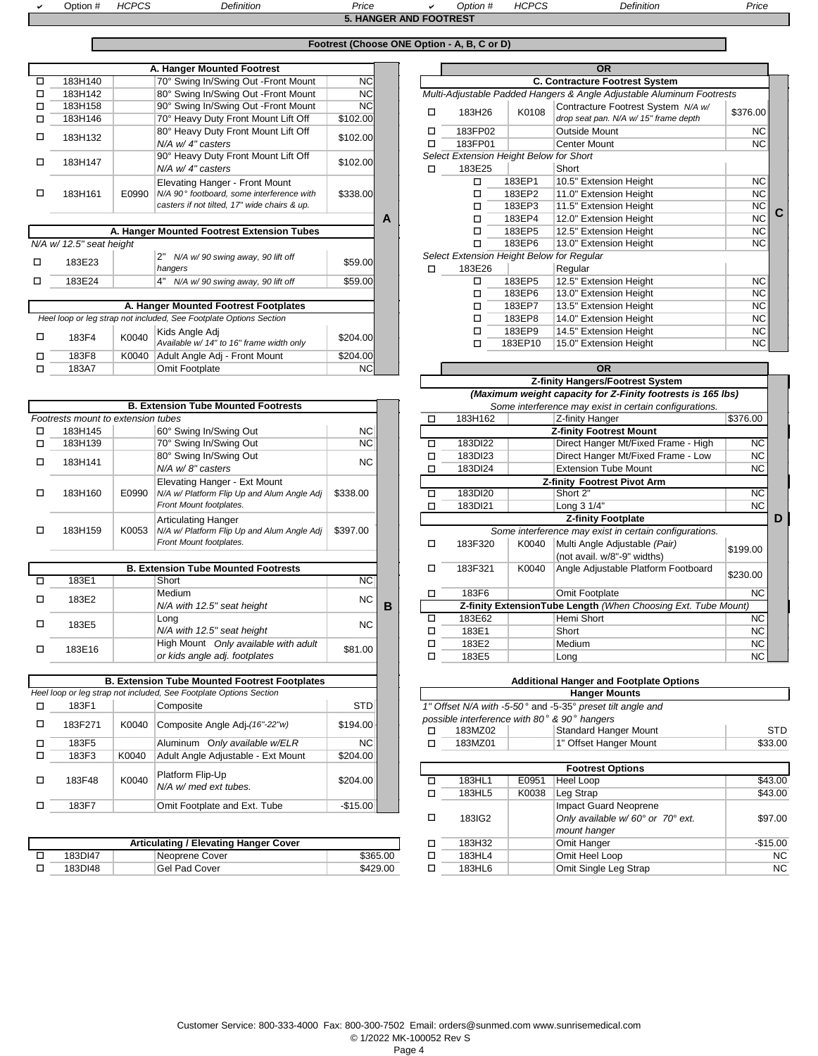## 5. HANGER AND FOOTREST

### Footrest (Choose ONE Option - A, B, C or D)

#### A. Hanger Mounted Footrest

| ✔ | Option # | HCPCS | Definition | Price |
|---|---|---|---|---|
| ☐ | 183H140 | | 70° Swing In/Swing Out -Front Mount | NC |
| ☐ | 183H142 | | 80° Swing In/Swing Out -Front Mount | NC |
| ☐ | 183H158 | | 90° Swing In/Swing Out -Front Mount | NC |
| ☐ | 183H146 | | 70° Heavy Duty Front Mount Lift Off | $102.00 |
| ☐ | 183H132 | | 80° Heavy Duty Front Mount Lift Off *N/A w/ 4" casters* | $102.00 |
| ☐ | 183H147 | | 90° Heavy Duty Front Mount Lift Off *N/A w/ 4" casters* | $102.00 |
| ☐ | 183H161 | E0990 | Elevating Hanger - Front Mount *N/A 90° footboard, some interference with casters if not tilted, 17" wide chairs & up.* | $338.00 |

#### A. Hanger Mounted Footrest Extension Tubes

*N/A w/ 12.5" seat height*

| ✔ | Option # | HCPCS | Definition | Price |
|---|---|---|---|---|
| ☐ | 183E23 | | 2" *N/A w/ 90 swing away, 90 lift off hangers* | $59.00 |
| ☐ | 183E24 | | 4" *N/A w/ 90 swing away, 90 lift off* | $59.00 |

#### A. Hanger Mounted Footrest Footplates

*Heel loop or leg strap not included, See Footplate Options Section*

| ✔ | Option # | HCPCS | Definition | Price |
|---|---|---|---|---|
| ☐ | 183F4 | K0040 | Kids Angle Adj *Available w/ 14" to 16" frame width only* | $204.00 |
| ☐ | 183F8 | K0040 | Adult Angle Adj - Front Mount | $204.00 |
| ☐ | 183A7 | | Omit Footplate | NC |

#### B. Extension Tube Mounted Footrests

*Footrests mount to extension tubes*

| ✔ | Option # | HCPCS | Definition | Price |
|---|---|---|---|---|
| ☐ | 183H145 | | 60° Swing In/Swing Out | NC |
| ☐ | 183H139 | | 70° Swing In/Swing Out | NC |
| ☐ | 183H141 | | 80° Swing In/Swing Out *N/A w/ 8" casters* | NC |
| ☐ | 183H160 | E0990 | Elevating Hanger - Ext Mount *N/A w/ Platform Flip Up and Alum Angle Adj Front Mount footplates.* | $338.00 |
| ☐ | 183H159 | K0053 | Articulating Hanger *N/A w/ Platform Flip Up and Alum Angle Adj Front Mount footplates.* | $397.00 |

#### B. Extension Tube Mounted Footrests

| ✔ | Option # | HCPCS | Definition | Price |
|---|---|---|---|---|
| ☐ | 183E1 | | Short | NC |
| ☐ | 183E2 | | Medium *N/A with 12.5" seat height* | NC |
| ☐ | 183E5 | | Long *N/A with 12.5" seat height* | NC |
| ☐ | 183E16 | | High Mount *Only available with adult or kids angle adj. footplates* | $81.00 |

#### B. Extension Tube Mounted Footrest Footplates

*Heel loop or leg strap not included, See Footplate Options Section*

| ✔ | Option # | HCPCS | Definition | Price |
|---|---|---|---|---|
| ☐ | 183F1 | | Composite | STD |
| ☐ | 183F271 | K0040 | Composite Angle Adj *(16"-22"w)* | $194.00 |
| ☐ | 183F5 | | Aluminum *Only available w/ELR* | NC |
| ☐ | 183F3 | K0040 | Adult Angle Adjustable - Ext Mount | $204.00 |
| ☐ | 183F48 | K0040 | Platform Flip-Up *N/A w/ med ext tubes.* | $204.00 |
| ☐ | 183F7 | | Omit Footplate and Ext. Tube | -$15.00 |

#### Articulating / Elevating Hanger Cover

| ✔ | Option # | HCPCS | Definition | Price |
|---|---|---|---|---|
| ☐ | 183DI47 | | Neoprene Cover | $365.00 |
| ☐ | 183DI48 | | Gel Pad Cover | $429.00 |

**OR**

#### C. Contracture Footrest System

*Multi-Adjustable Padded Hangers & Angle Adjustable Aluminum Footrests*

| ✔ | Option # | HCPCS | Definition | Price |
|---|---|---|---|---|
| ☐ | 183H26 | K0108 | Contracture Footrest System *N/A w/ drop seat pan. N/A w/ 15" frame depth* | $376.00 |
| ☐ | 183FP02 | | Outside Mount | NC |
| ☐ | 183FP01 | | Center Mount | NC |

*Select Extension Height Below for Short*

| ✔ | Option # | HCPCS | Definition | Price |
|---|---|---|---|---|
| ☐ | 183E25 | | Short | |
| ☐ | 183EP1 | | 10.5" Extension Height | NC |
| ☐ | 183EP2 | | 11.0" Extension Height | NC |
| ☐ | 183EP3 | | 11.5" Extension Height | NC |
| ☐ | 183EP4 | | 12.0" Extension Height | NC |
| ☐ | 183EP5 | | 12.5" Extension Height | NC |
| ☐ | 183EP6 | | 13.0" Extension Height | NC |

*Select Extension Height Below for Regular*

| ✔ | Option # | HCPCS | Definition | Price |
|---|---|---|---|---|
| ☐ | 183E26 | | Regular | |
| ☐ | 183EP5 | | 12.5" Extension Height | NC |
| ☐ | 183EP6 | | 13.0" Extension Height | NC |
| ☐ | 183EP7 | | 13.5" Extension Height | NC |
| ☐ | 183EP8 | | 14.0" Extension Height | NC |
| ☐ | 183EP9 | | 14.5" Extension Height | NC |
| ☐ | 183EP10 | | 15.0" Extension Height | NC |

**OR**

#### D. Z-finity Hangers/Footrest System

***(Maximum weight capacity for Z-Finity footrests is 165 lbs)***

*Some interference may exist in certain configurations.*

| ✔ | Option # | HCPCS | Definition | Price |
|---|---|---|---|---|
| ☐ | 183H162 | | Z-finity Hanger | $376.00 |
| | | | **Z-finity Footrest Mount** | |
| ☐ | 183DI22 | | Direct Hanger Mt/Fixed Frame - High | NC |
| ☐ | 183DI23 | | Direct Hanger Mt/Fixed Frame - Low | NC |
| ☐ | 183DI24 | | Extension Tube Mount | NC |
| | | | **Z-finity Footrest Pivot Arm** | |
| ☐ | 183DI20 | | Short 2" | NC |
| ☐ | 183DI21 | | Long 3 1/4" | NC |
| | | | **Z-finity Footplate** *Some interference may exist in certain configurations.* | |
| ☐ | 183F320 | K0040 | Multi Angle Adjustable *(Pair)* (not avail. w/8"-9" widths) | $199.00 |
| ☐ | 183F321 | K0040 | Angle Adjustable Platform Footboard | $230.00 |
| ☐ | 183F6 | | Omit Footplate | NC |
| | | | **Z-finity ExtensionTube Length** *(When Choosing Ext. Tube Mount)* | |
| ☐ | 183E62 | | Hemi Short | NC |
| ☐ | 183E1 | | Short | NC |
| ☐ | 183E2 | | Medium | NC |
| ☐ | 183E5 | | Long | NC |

### Additional Hanger and Footplate Options

#### Hanger Mounts

*1" Offset N/A with -5-50° and -5-35° preset tilt angle and possible interference with 80° & 90° hangers*

| ✔ | Option # | HCPCS | Definition | Price |
|---|---|---|---|---|
| ☐ | 183MZ02 | | Standard Hanger Mount | STD |
| ☐ | 183MZ01 | | 1" Offset Hanger Mount | $33.00 |

#### Footrest Options

| ✔ | Option # | HCPCS | Definition | Price |
|---|---|---|---|---|
| ☐ | 183HL1 | E0951 | Heel Loop | $43.00 |
| ☐ | 183HL5 | K0038 | Leg Strap | $43.00 |
| ☐ | 183IG2 | | Impact Guard Neoprene *Only available w/ 60° or 70° ext. mount hanger* | $97.00 |
| ☐ | 183H32 | | Omit Hanger | -$15.00 |
| ☐ | 183HL4 | | Omit Heel Loop | NC |
| ☐ | 183HL6 | | Omit Single Leg Strap | NC |

Customer Service: 800-333-4000 Fax: 800-300-7502 Email: orders@sunmed.com www.sunrisemedical.com
© 1/2022 MK-100052 Rev S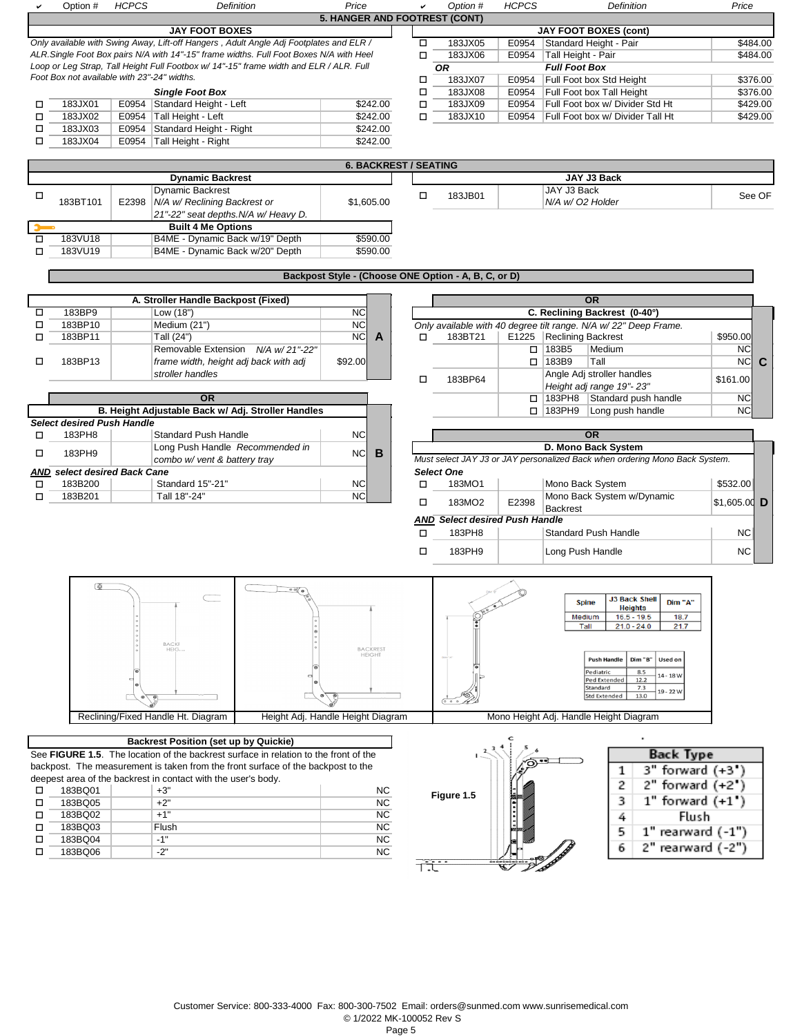| ✔ | Option # | HCPCS | Definition | Price |
|---|---|---|---|---|

## 5. HANGER AND FOOTREST (CONT)

### JAY FOOT BOXES

*Only available with Swing Away, Lift-off Hangers , Adult Angle Adj Footplates and ELR / ALR.Single Foot Box pairs N/A with 14"-15" frame widths. Full Foot Boxes N/A with Heel Loop or Leg Strap, Tall Height Full Footbox w/ 14"-15" frame width and ELR / ALR. Full Foot Box not available with 23"-24" widths.*

| ✔ | Option # | HCPCS | Definition | Price |
|---|---|---|---|---|
| | | | ***Single Foot Box*** | |
| ☐ | 183JX01 | E0954 | Standard Height - Left | $242.00 |
| ☐ | 183JX02 | E0954 | Tall Height - Left | $242.00 |
| ☐ | 183JX03 | E0954 | Standard Height - Right | $242.00 |
| ☐ | 183JX04 | E0954 | Tall Height - Right | $242.00 |

### JAY FOOT BOXES (cont)

| ✔ | Option # | HCPCS | Definition | Price |
|---|---|---|---|---|
| ☐ | 183JX05 | E0954 | Standard Height - Pair | $484.00 |
| ☐ | 183JX06 | E0954 | Tall Height - Pair | $484.00 |
| ***OR*** | | | ***Full Foot Box*** | |
| ☐ | 183JX07 | E0954 | Full Foot box Std Height | $376.00 |
| ☐ | 183JX08 | E0954 | Full Foot box Tall Height | $376.00 |
| ☐ | 183JX09 | E0954 | Full Foot box w/ Divider Std Ht | $429.00 |
| ☐ | 183JX10 | E0954 | Full Foot box w/ Divider Tall Ht | $429.00 |

## 6. BACKREST / SEATING

### Dynamic Backrest

| ✔ | Option # | HCPCS | Definition | Price |
|---|---|---|---|---|
| ☐ | 183BT101 | E2398 | Dynamic Backrest *N/A w/ Reclining Backrest or 21"-22" seat depths.N/A w/ Heavy D.* | $1,605.00 |
| | | | **Built 4 Me Options** | |
| ☐ | 183VU18 | | B4ME - Dynamic Back w/19" Depth | $590.00 |
| ☐ | 183VU19 | | B4ME - Dynamic Back w/20" Depth | $590.00 |

### JAY J3 Back

| ✔ | Option # | HCPCS | Definition | Price |
|---|---|---|---|---|
| ☐ | 183JB01 | | JAY J3 Back *N/A w/ O2 Holder* | See OF |

### Backpost Style - (Choose ONE Option - A, B, C, or D)

**A. Stroller Handle Backpost (Fixed)**

| ✔ | Option # | HCPCS | Definition | Price |
|---|---|---|---|---|
| ☐ | 183BP9 | | Low (18") | NC |
| ☐ | 183BP10 | | Medium (21") | NC |
| ☐ | 183BP11 | | Tall (24") | NC |
| ☐ | 183BP13 | | Removable Extension *N/A w/ 21"-22" frame width, height adj back with adj stroller handles* | $92.00 |

**OR**

**B. Height Adjustable Back w/ Adj. Stroller Handles**

***Select desired Push Handle***

| ✔ | Option # | HCPCS | Definition | Price |
|---|---|---|---|---|
| ☐ | 183PH8 | | Standard Push Handle | NC |
| ☐ | 183PH9 | | Long Push Handle *Recommended in combo w/ vent & battery tray* | NC |
| ***AND select desired Back Cane*** | | | | |
| ☐ | 183B200 | | Standard 15"-21" | NC |
| ☐ | 183B201 | | Tall 18"-24" | NC |

**OR**

**C. Reclining Backrest (0-40°)**

*Only available with 40 degree tilt range. N/A w/ 22" Deep Frame.*

| ✔ | Option # | HCPCS | Definition | | Price |
|---|---|---|---|---|---|
| ☐ | 183BT21 | E1225 | Reclining Backrest | | $950.00 |
| | | | ☐ 183B5 | Medium | NC |
| | | | ☐ 183B9 | Tall | NC |
| ☐ | 183BP64 | | Angle Adj stroller handles *Height adj range 19"- 23"* | | $161.00 |
| | | | ☐ 183PH8 | Standard push handle | NC |
| | | | ☐ 183PH9 | Long push handle | NC |

**OR**

**D. Mono Back System**

*Must select JAY J3 or JAY personalized Back when ordering Mono Back System.*

***Select One***

| ✔ | Option # | HCPCS | Definition | Price |
|---|---|---|---|---|
| ☐ | 183MO1 | | Mono Back System | $532.00 |
| ☐ | 183MO2 | E2398 | Mono Back System w/Dynamic Backrest | $1,605.00 |
| ***AND Select desired Push Handle*** | | | | |
| ☐ | 183PH8 | | Standard Push Handle | NC |
| ☐ | 183PH9 | | Long Push Handle | NC |

Reclining/Fixed Handle Ht. Diagram

Height Adj. Handle Height Diagram

Mono Height Adj. Handle Height Diagram

| Spine | J3 Back Shell Heights | Dim "A" |
|---|---|---|
| Medium | 16.5 - 19.5 | 18.7 |
| Tall | 21.0 - 24.0 | 21.7 |

| Push Handle | Dim "B" | Used on |
|---|---|---|
| Pediatric | 8.5 | 14 - 18 W |
| Ped Extended | 12.2 | |
| Standard | 7.3 | 19 - 22 W |
| Std Extended | 13.0 | |

### Backrest Position (set up by Quickie)

See **FIGURE 1.5**. The location of the backrest surface in relation to the front of the backpost. The measurement is taken from the front surface of the backpost to the deepest area of the backrest in contact with the user's body.

| ✔ | Option # | Definition | Price |
|---|---|---|---|
| ☐ | 183BQ01 | +3" | NC |
| ☐ | 183BQ05 | +2" | NC |
| ☐ | 183BQ02 | +1" | NC |
| ☐ | 183BQ03 | Flush | NC |
| ☐ | 183BQ04 | -1" | NC |
| ☐ | 183BQ06 | -2" | NC |

**Figure 1.5**

| | Back Type |
|---|---|
| 1 | 3" forward (+3") |
| 2 | 2" forward (+2") |
| 3 | 1" forward (+1") |
| 4 | Flush |
| 5 | 1" rearward (-1") |
| 6 | 2" rearward (-2") |

Customer Service: 800-333-4000 Fax: 800-300-7502 Email: orders@sunmed.com www.sunrisemedical.com
© 1/2022 MK-100052 Rev S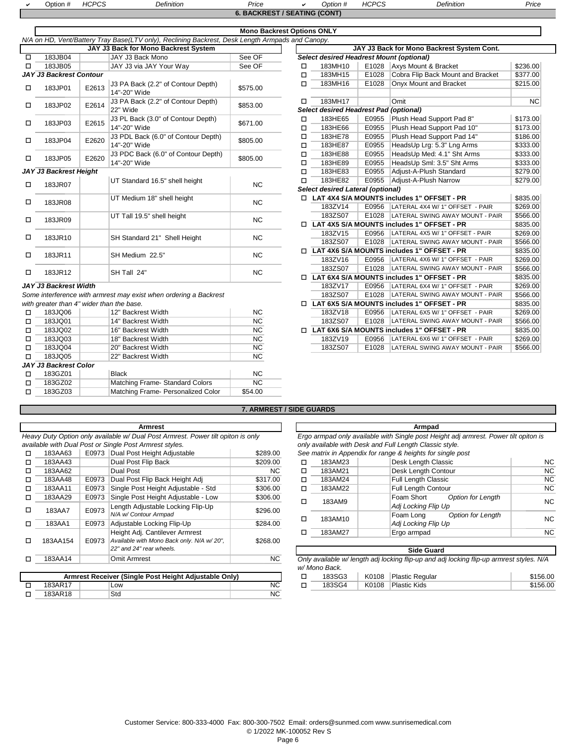## 6. BACKREST / SEATING (CONT)

### Mono Backrest Options ONLY

*N/A on HD, Vent/Battery Tray Base(LTV only), Reclining Backrest, Desk Length Armpads and Canopy.*

| ✔ | Option # | HCPCS | Definition | Price |
|---|---|---|---|---|
| | | | **JAY J3 Back for Mono Backrest System** | |
| ☐ | 183JB04 | | JAY J3 Back Mono | See OF |
| ☐ | 183JB05 | | JAY J3 via JAY Your Way | See OF |
| | ***JAY J3 Backrest Contour*** | | | |
| ☐ | 183JP01 | E2613 | J3 PA Back (2.2" of Contour Depth) 14"-20" Wide | $575.00 |
| ☐ | 183JP02 | E2614 | J3 PA Back (2.2" of Contour Depth) 22" Wide | $853.00 |
| ☐ | 183JP03 | E2615 | J3 PL Back (3.0" of Contour Depth) 14"-20" Wide | $671.00 |
| ☐ | 183JP04 | E2620 | J3 PDL Back (6.0" of Contour Depth) 14"-20" Wide | $805.00 |
| ☐ | 183JP05 | E2620 | J3 PDC Back (6.0" of Contour Depth) 14"-20" Wide | $805.00 |
| | ***JAY J3 Backrest Height*** | | | |
| ☐ | 183JR07 | | UT Standard 16.5" shell height | NC |
| ☐ | 183JR08 | | UT Medium 18" shell height | NC |
| ☐ | 183JR09 | | UT Tall 19.5" shell height | NC |
| ☐ | 183JR10 | | SH Standard 21" Shell Height | NC |
| ☐ | 183JR11 | | SH Medium 22.5" | NC |
| ☐ | 183JR12 | | SH Tall 24" | NC |
| | ***JAY J3 Backrest Width*** | | | |
| | *Some interference with armrest may exist when ordering a Backrest with greater than 4" wider than the base.* | | | |
| ☐ | 183JQ06 | | 12" Backrest Width | NC |
| ☐ | 183JQ01 | | 14" Backrest Width | NC |
| ☐ | 183JQ02 | | 16" Backrest Width | NC |
| ☐ | 183JQ03 | | 18" Backrest Width | NC |
| ☐ | 183JQ04 | | 20" Backrest Width | NC |
| ☐ | 183JQ05 | | 22" Backrest Width | NC |
| | ***JAY J3 Backrest Color*** | | | |
| ☐ | 183GZ01 | | Black | NC |
| ☐ | 183GZ02 | | Matching Frame- Standard Colors | NC |
| ☐ | 183GZ03 | | Matching Frame- Personalized Color | $54.00 |

| ✔ | Option # | HCPCS | Definition | Price |
|---|---|---|---|---|
| | | | **JAY J3 Back for Mono Backrest System Cont.** | |
| | ***Select desired Headrest Mount (optional)*** | | | |
| ☐ | 183MH10 | E1028 | Axys Mount & Bracket | $236.00 |
| ☐ | 183MH15 | E1028 | Cobra Flip Back Mount and Bracket | $377.00 |
| ☐ | 183MH16 | E1028 | Onyx Mount and Bracket | $215.00 |
| ☐ | 183MH17 | | Omit | NC |
| | ***Select desired Headrest Pad (optional)*** | | | |
| ☐ | 183HE65 | E0955 | Plush Head Support Pad 8" | $173.00 |
| ☐ | 183HE66 | E0955 | Plush Head Support Pad 10" | $173.00 |
| ☐ | 183HE78 | E0955 | Plush Head Support Pad 14" | $186.00 |
| ☐ | 183HE87 | E0955 | HeadsUp Lrg: 5.3" Lng Arms | $333.00 |
| ☐ | 183HE88 | E0955 | HeadsUp Med: 4.1" Sht Arms | $333.00 |
| ☐ | 183HE89 | E0955 | HeadsUp Sml: 3.5" Sht Arms | $333.00 |
| ☐ | 183HE83 | E0955 | Adjust-A-Plush Standard | $279.00 |
| ☐ | 183HE82 | E0955 | Adjust-A-Plush Narrow | $279.00 |
| | ***Select desired Lateral (optional)*** | | | |
| ☐ | **LAT 4X4 S/A MOUNTS includes 1" OFFSET - PR** | | | $835.00 |
| | 183ZV14 | E0956 | LATERAL 4X4 W/ 1" OFFSET - PAIR | $269.00 |
| | 183ZS07 | E1028 | LATERAL SWING AWAY MOUNT - PAIR | $566.00 |
| ☐ | **LAT 4X5 S/A MOUNTS includes 1" OFFSET - PR** | | | $835.00 |
| | 183ZV15 | E0956 | LATERAL 4X5 W/ 1" OFFSET - PAIR | $269.00 |
| | 183ZS07 | E1028 | LATERAL SWING AWAY MOUNT - PAIR | $566.00 |
| ☐ | **LAT 4X6 S/A MOUNTS includes 1" OFFSET - PR** | | | $835.00 |
| | 183ZV16 | E0956 | LATERAL 4X6 W/ 1" OFFSET - PAIR | $269.00 |
| | 183ZS07 | E1028 | LATERAL SWING AWAY MOUNT - PAIR | $566.00 |
| ☐ | **LAT 6X4 S/A MOUNTS includes 1" OFFSET - PR** | | | $835.00 |
| | 183ZV17 | E0956 | LATERAL 6X4 W/ 1" OFFSET - PAIR | $269.00 |
| | 183ZS07 | E1028 | LATERAL SWING AWAY MOUNT - PAIR | $566.00 |
| ☐ | **LAT 6X5 S/A MOUNTS includes 1" OFFSET - PR** | | | $835.00 |
| | 183ZV18 | E0956 | LATERAL 6X5 W/ 1" OFFSET - PAIR | $269.00 |
| | 183ZS07 | E1028 | LATERAL SWING AWAY MOUNT - PAIR | $566.00 |
| ☐ | **LAT 6X6 S/A MOUNTS includes 1" OFFSET - PR** | | | $835.00 |
| | 183ZV19 | E0956 | LATERAL 6X6 W/ 1" OFFSET - PAIR | $269.00 |
| | 183ZS07 | E1028 | LATERAL SWING AWAY MOUNT - PAIR | $566.00 |

## 7. ARMREST / SIDE GUARDS

### Armrest

*Heavy Duty Option only available w/ Dual Post Armrest. Power tilt opiton is only available with Dual Post or Single Post Armrest styles.*

| ✔ | Option # | HCPCS | Definition | Price |
|---|---|---|---|---|
| ☐ | 183AA63 | E0973 | Dual Post Height Adjustable | $289.00 |
| ☐ | 183AA43 | | Dual Post Flip Back | $209.00 |
| ☐ | 183AA62 | | Dual Post | NC |
| ☐ | 183AA48 | E0973 | Dual Post Flip Back Height Adj | $317.00 |
| ☐ | 183AA11 | E0973 | Single Post Height Adjustable - Std | $306.00 |
| ☐ | 183AA29 | E0973 | Single Post Height Adjustable - Low | $306.00 |
| ☐ | 183AA7 | E0973 | Length Adjustable Locking Flip-Up *N/A w/ Contour Armpad* | $296.00 |
| ☐ | 183AA1 | E0973 | Adjustable Locking Flip-Up | $284.00 |
| ☐ | 183AA154 | E0973 | Height Adj. Cantilever Armrest *Available with Mono Back only. N/A w/ 20", 22" and 24" rear wheels.* | $268.00 |
| ☐ | 183AA14 | | Omit Armrest | NC |

### Armrest Receiver (Single Post Height Adjustable Only)

| ✔ | Option # | HCPCS | Definition | Price |
|---|---|---|---|---|
| ☐ | 183AR17 | | Low | NC |
| ☐ | 183AR18 | | Std | NC |

### Armpad

*Ergo armpad only available with Single post Height adj armrest. Power tilt opiton is only available with Desk and Full Length Classic style.*
*See matrix in Appendix for range & heights for single post*

| ✔ | Option # | HCPCS | Definition | Price |
|---|---|---|---|---|
| ☐ | 183AM23 | | Desk Length Classic | NC |
| ☐ | 183AM21 | | Desk Length Contour | NC |
| ☐ | 183AM24 | | Full Length Classic | NC |
| ☐ | 183AM22 | | Full Length Contour | NC |
| ☐ | 183AM9 | | Foam Short *Option for Length Adj Locking Flip Up* | NC |
| ☐ | 183AM10 | | Foam Long *Option for Length Adj Locking Flip Up* | NC |
| ☐ | 183AM27 | | Ergo armpad | NC |

### Side Guard

*Only available w/ length adj locking flip-up and adj locking flip-up armrest styles. N/A w/ Mono Back.*

| ✔ | Option # | HCPCS | Definition | Price |
|---|---|---|---|---|
| ☐ | 183SG3 | K0108 | Plastic Regular | $156.00 |
| ☐ | 183SG4 | K0108 | Plastic Kids | $156.00 |

Customer Service: 800-333-4000 Fax: 800-300-7502 Email: orders@sunmed.com www.sunrisemedical.com
© 1/2022 MK-100052 Rev S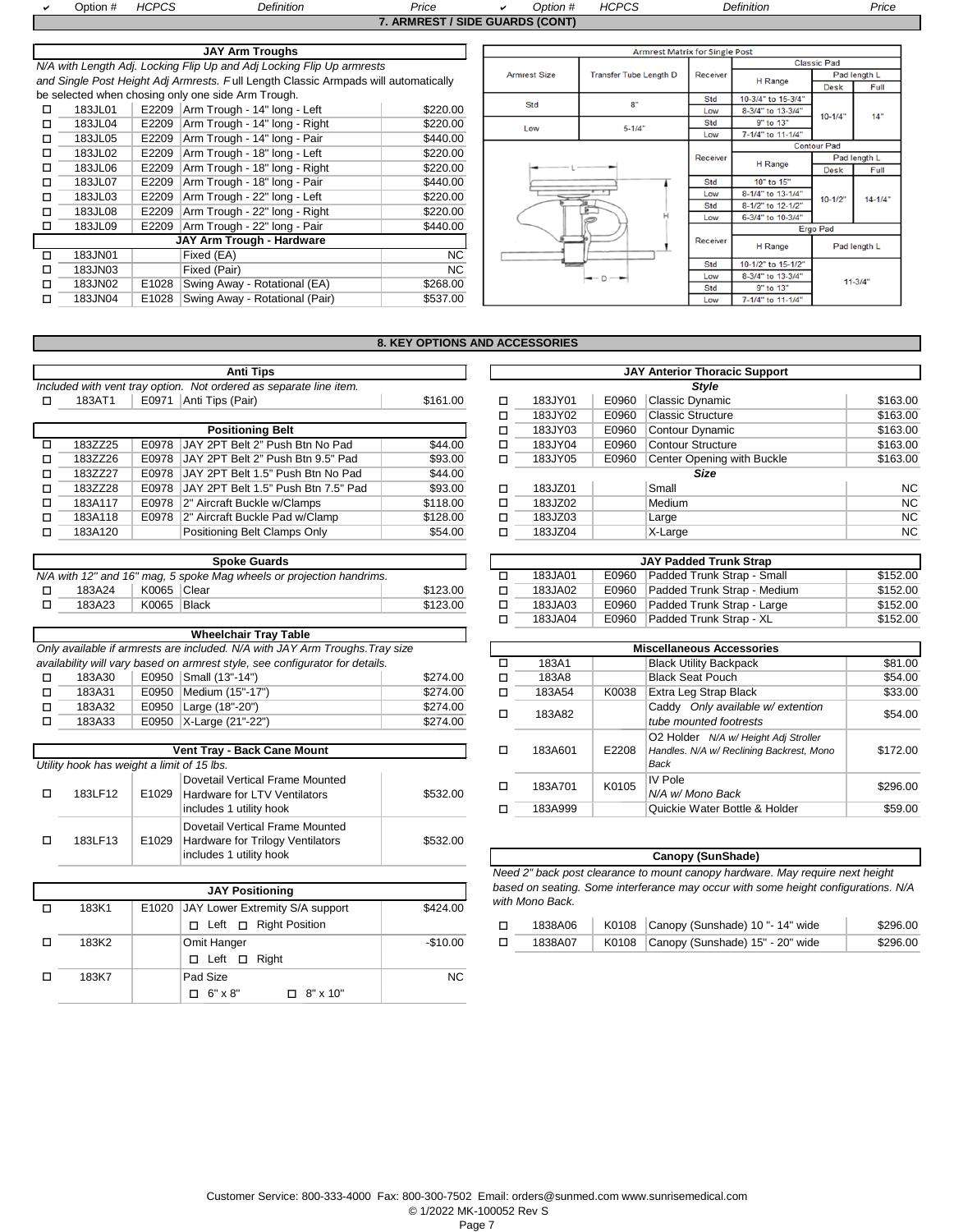| ✔ | Option # | HCPCS | Definition | Price |
|---|---|---|---|---|

## 7. ARMREST / SIDE GUARDS (CONT)

### JAY Arm Troughs

*N/A with Length Adj. Locking Flip Up and Adj Locking Flip Up armrests and Single Post Height Adj Armrests. Full Length Classic Armpads will automatically be selected when chosing only one side Arm Trough.*

| ✔ | Option # | HCPCS | Definition | Price |
|---|---|---|---|---|
| ☐ | 183JL01 | E2209 | Arm Trough - 14" long - Left | $220.00 |
| ☐ | 183JL04 | E2209 | Arm Trough - 14" long - Right | $220.00 |
| ☐ | 183JL05 | E2209 | Arm Trough - 14" long - Pair | $440.00 |
| ☐ | 183JL02 | E2209 | Arm Trough - 18" long - Left | $220.00 |
| ☐ | 183JL06 | E2209 | Arm Trough - 18" long - Right | $220.00 |
| ☐ | 183JL07 | E2209 | Arm Trough - 18" long - Pair | $440.00 |
| ☐ | 183JL03 | E2209 | Arm Trough - 22" long - Left | $220.00 |
| ☐ | 183JL08 | E2209 | Arm Trough - 22" long - Right | $220.00 |
| ☐ | 183JL09 | E2209 | Arm Trough - 22" long - Pair | $440.00 |

### JAY Arm Trough - Hardware

| ✔ | Option # | HCPCS | Definition | Price |
|---|---|---|---|---|
| ☐ | 183JN01 | | Fixed (EA) | NC |
| ☐ | 183JN03 | | Fixed (Pair) | NC |
| ☐ | 183JN02 | E1028 | Swing Away - Rotational (EA) | $268.00 |
| ☐ | 183JN04 | E1028 | Swing Away - Rotational (Pair) | $537.00 |

### Armrest Matrix for Single Post

| Armrest Size | Transfer Tube Length D | Receiver | H Range | Classic Pad - Pad length L Desk | Classic Pad - Pad length L Full |
|---|---|---|---|---|---|
| Std | 8" | Std | 10-3/4" to 15-3/4" | 10-1/4" | 14" |
| | | Low | 8-3/4" to 13-3/4" | | |
| Low | 5-1/4" | Std | 9" to 13" | | |
| | | Low | 7-1/4" to 11-1/4" | | |

| Receiver | H Range | Contour Pad - Pad length L Desk | Contour Pad - Pad length L Full |
|---|---|---|---|
| Std | 10" to 15" | 10-1/2" | 14-1/4" |
| Low | 8-1/4" to 13-1/4" | | |
| Std | 8-1/2" to 12-1/2" | | |
| Low | 6-3/4" to 10-3/4" | | |

| Receiver | H Range | Ergo Pad - Pad length L |
|---|---|---|
| Std | 10-1/2" to 15-1/2" | 11-3/4" |
| Low | 8-3/4" to 13-3/4" | |
| Std | 9" to 13" | |
| Low | 7-1/4" to 11-1/4" | |

## 8. KEY OPTIONS AND ACCESSORIES

### Anti Tips

*Included with vent tray option. Not ordered as separate line item.*

| ✔ | Option # | HCPCS | Definition | Price |
|---|---|---|---|---|
| ☐ | 183AT1 | E0971 | Anti Tips (Pair) | $161.00 |

### Positioning Belt

| ✔ | Option # | HCPCS | Definition | Price |
|---|---|---|---|---|
| ☐ | 183ZZ25 | E0978 | JAY 2PT Belt 2" Push Btn No Pad | $44.00 |
| ☐ | 183ZZ26 | E0978 | JAY 2PT Belt 2" Push Btn 9.5" Pad | $93.00 |
| ☐ | 183ZZ27 | E0978 | JAY 2PT Belt 1.5" Push Btn No Pad | $44.00 |
| ☐ | 183ZZ28 | E0978 | JAY 2PT Belt 1.5" Push Btn 7.5" Pad | $93.00 |
| ☐ | 183A117 | E0978 | 2" Aircraft Buckle w/Clamps | $118.00 |
| ☐ | 183A118 | E0978 | 2" Aircraft Buckle Pad w/Clamp | $128.00 |
| ☐ | 183A120 | | Positioning Belt Clamps Only | $54.00 |

### Spoke Guards

*N/A with 12" and 16" mag, 5 spoke Mag wheels or projection handrims.*

| ✔ | Option # | HCPCS | Definition | Price |
|---|---|---|---|---|
| ☐ | 183A24 | K0065 | Clear | $123.00 |
| ☐ | 183A23 | K0065 | Black | $123.00 |

### Wheelchair Tray Table

*Only available if armrests are included. N/A with JAY Arm Troughs. Tray size availability will vary based on armrest style, see configurator for details.*

| ✔ | Option # | HCPCS | Definition | Price |
|---|---|---|---|---|
| ☐ | 183A30 | E0950 | Small (13"-14") | $274.00 |
| ☐ | 183A31 | E0950 | Medium (15"-17") | $274.00 |
| ☐ | 183A32 | E0950 | Large (18"-20") | $274.00 |
| ☐ | 183A33 | E0950 | X-Large (21"-22") | $274.00 |

### Vent Tray - Back Cane Mount

*Utility hook has weight a limit of 15 lbs.*

| ✔ | Option # | HCPCS | Definition | Price |
|---|---|---|---|---|
| ☐ | 183LF12 | E1029 | Dovetail Vertical Frame Mounted Hardware for LTV Ventilators includes 1 utility hook | $532.00 |
| ☐ | 183LF13 | E1029 | Dovetail Vertical Frame Mounted Hardware for Trilogy Ventilators includes 1 utility hook | $532.00 |

### JAY Positioning

| ✔ | Option # | HCPCS | Definition | Price |
|---|---|---|---|---|
| ☐ | 183K1 | E1020 | JAY Lower Extremity S/A support<br>☐ Left ☐ Right Position | $424.00 |
| ☐ | 183K2 | | Omit Hanger<br>☐ Left ☐ Right | -$10.00 |
| ☐ | 183K7 | | Pad Size<br>☐ 6" x 8" ☐ 8" x 10" | NC |

### JAY Anterior Thoracic Support

| ✔ | Option # | HCPCS | Definition | Price |
|---|---|---|---|---|
| | | | ***Style*** | |
| ☐ | 183JY01 | E0960 | Classic Dynamic | $163.00 |
| ☐ | 183JY02 | E0960 | Classic Structure | $163.00 |
| ☐ | 183JY03 | E0960 | Contour Dynamic | $163.00 |
| ☐ | 183JY04 | E0960 | Contour Structure | $163.00 |
| ☐ | 183JY05 | E0960 | Center Opening with Buckle | $163.00 |
| | | | ***Size*** | |
| ☐ | 183JZ01 | | Small | NC |
| ☐ | 183JZ02 | | Medium | NC |
| ☐ | 183JZ03 | | Large | NC |
| ☐ | 183JZ04 | | X-Large | NC |

### JAY Padded Trunk Strap

| ✔ | Option # | HCPCS | Definition | Price |
|---|---|---|---|---|
| ☐ | 183JA01 | E0960 | Padded Trunk Strap - Small | $152.00 |
| ☐ | 183JA02 | E0960 | Padded Trunk Strap - Medium | $152.00 |
| ☐ | 183JA03 | E0960 | Padded Trunk Strap - Large | $152.00 |
| ☐ | 183JA04 | E0960 | Padded Trunk Strap - XL | $152.00 |

### Miscellaneous Accessories

| ✔ | Option # | HCPCS | Definition | Price |
|---|---|---|---|---|
| ☐ | 183A1 | | Black Utility Backpack | $81.00 |
| ☐ | 183A8 | | Black Seat Pouch | $54.00 |
| ☐ | 183A54 | K0038 | Extra Leg Strap Black | $33.00 |
| ☐ | 183A82 | | Caddy *Only available w/ extention tube mounted footrests* | $54.00 |
| ☐ | 183A601 | E2208 | O2 Holder *N/A w/ Height Adj Stroller Handles. N/A w/ Reclining Backrest, Mono Back* | $172.00 |
| ☐ | 183A701 | K0105 | IV Pole *N/A w/ Mono Back* | $296.00 |
| ☐ | 183A999 | | Quickie Water Bottle & Holder | $59.00 |

### Canopy (SunShade)

*Need 2" back post clearance to mount canopy hardware. May require next height based on seating. Some interference may occur with some height configurations. N/A with Mono Back.*

| ✔ | Option # | HCPCS | Definition | Price |
|---|---|---|---|---|
| ☐ | 1838A06 | K0108 | Canopy (Sunshade) 10 "- 14" wide | $296.00 |
| ☐ | 1838A07 | K0108 | Canopy (Sunshade) 15" - 20" wide | $296.00 |

Customer Service: 800-333-4000 Fax: 800-300-7502 Email: orders@sunmed.com www.sunrisemedical.com
© 1/2022 MK-100052 Rev S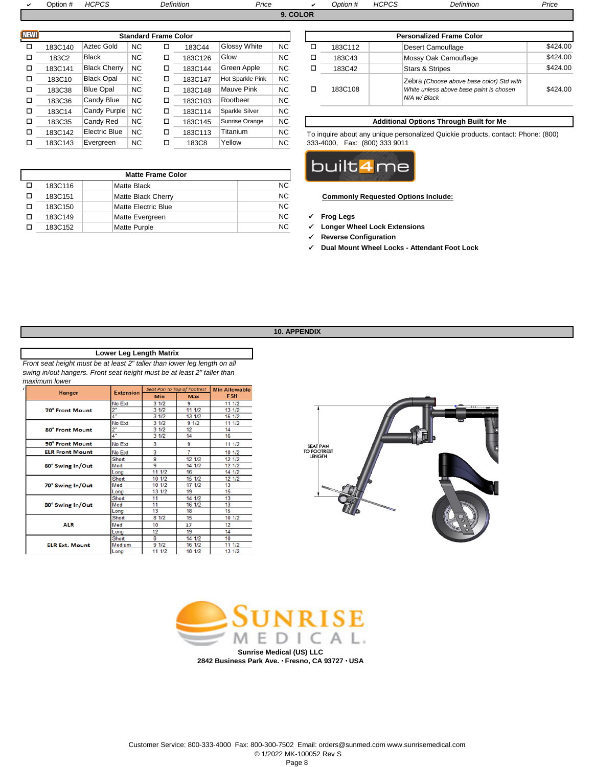## 9. COLOR

### Standard Frame Color

| ✔ | Option # | Definition | Price | ✔ | Option # | Definition | Price |
|---|---|---|---|---|---|---|---|
| ☐ | 183C140 | Aztec Gold | NC | ☐ | 183C44 | Glossy White | NC |
| ☐ | 183C2 | Black | NC | ☐ | 183C126 | Glow | NC |
| ☐ | 183C141 | Black Cherry | NC | ☐ | 183C144 | Green Apple | NC |
| ☐ | 183C10 | Black Opal | NC | ☐ | 183C147 | Hot Sparkle Pink | NC |
| ☐ | 183C38 | Blue Opal | NC | ☐ | 183C148 | Mauve Pink | NC |
| ☐ | 183C36 | Candy Blue | NC | ☐ | 183C103 | Rootbeer | NC |
| ☐ | 183C14 | Candy Purple | NC | ☐ | 183C114 | Sparkle Silver | NC |
| ☐ | 183C35 | Candy Red | NC | ☐ | 183C145 | Sunrise Orange | NC |
| ☐ | 183C142 | Electric Blue | NC | ☐ | 183C113 | Titanium | NC |
| ☐ | 183C143 | Evergreen | NC | ☐ | 183C8 | Yellow | NC |

### Matte Frame Color

| ✔ | Option # | HCPCS | Definition | Price |
|---|---|---|---|---|
| ☐ | 183C116 | | Matte Black | NC |
| ☐ | 183C151 | | Matte Black Cherry | NC |
| ☐ | 183C150 | | Matte Electric Blue | NC |
| ☐ | 183C149 | | Matte Evergreen | NC |
| ☐ | 183C152 | | Matte Purple | NC |

### Personalized Frame Color

| ✔ | Option # | HCPCS | Definition | Price |
|---|---|---|---|---|
| ☐ | 183C112 | | Desert Camouflage | $424.00 |
| ☐ | 183C43 | | Mossy Oak Camouflage | $424.00 |
| ☐ | 183C42 | | Stars & Stripes | $424.00 |
| ☐ | 183C108 | | Zebra *(Choose above base color) Std with White unless above base paint is chosen N/A w/ Black* | $424.00 |

### Additional Options Through Built for Me

To inquire about any unique personalized Quickie products, contact: Phone: (800) 333-4000, Fax: (800) 333 9011

built4me

**Commonly Requested Options Include:**

- ✓ **Frog Legs**
- ✓ **Longer Wheel Lock Extensions**
- ✓ **Reverse Configuration**
- ✓ **Dual Mount Wheel Locks - Attendant Foot Lock**

## 10. APPENDIX

### Lower Leg Length Matrix

*Front seat height must be at least 2" taller than lower leg length on all swing in/out hangers. Front seat height must be at least 2" taller than maximum lower*

| Hanger | Extension | Seat Pan to Top of Footrest Min | Seat Pan to Top of Footrest Max | Min Allowable FSH |
|---|---|---|---|---|
| 70° Front Mount | No Ext | 3 1/2 | 9 | 11 1/2 |
| | 2" | 3 1/2 | 11 1/2 | 13 1/2 |
| | 4" | 3 1/2 | 13 1/2 | 15 1/2 |
| 80° Front Mount | No Ext | 3 1/2 | 9 1/2 | 11 1/2 |
| | 2" | 3 1/2 | 12 | 14 |
| | 4" | 3 1/2 | 14 | 16 |
| 90° Front Mount | No Ext | 3 | 9 | 11 1/2 |
| ELR Front Mount | No Ext | 3 | 7 | 10 1/2 |
| 60° Swing In/Out | Short | 9 | 12 1/2 | 12 1/2 |
| | Med | 9 | 14 1/2 | 12 1/2 |
| | Long | 11 1/2 | 16 | 14 1/2 |
| 70° Swing In/Out | Short | 10 1/2 | 15 1/2 | 12 1/2 |
| | Med | 10 1/2 | 17 1/2 | 13 |
| | Long | 13 1/2 | 19 | 15 |
| 80° Swing In/Out | Short | 11 | 14 1/2 | 13 |
| | Med | 11 | 16 1/2 | 13 |
| | Long | 13 | 18 | 15 |
| ALR | Short | 8 1/2 | 15 | 10 1/2 |
| | Med | 10 | 17 | 12 |
| | Long | 12 | 19 | 14 |
| ELR Ext. Mount | Short | 8 | 14 1/2 | 10 |
| | Medium | 9 1/2 | 16 1/2 | 11 1/2 |
| | Long | 11 1/2 | 18 1/2 | 13 1/2 |

SEAT PAN TO FOOTREST LENGTH

SUNRISE MEDICAL.

**Sunrise Medical (US) LLC**
**2842 Business Park Ave. · Fresno, CA 93727 · USA**

Customer Service: 800-333-4000 Fax: 800-300-7502 Email: orders@sunmed.com www.sunrisemedical.com
© 1/2022 MK-100052 Rev S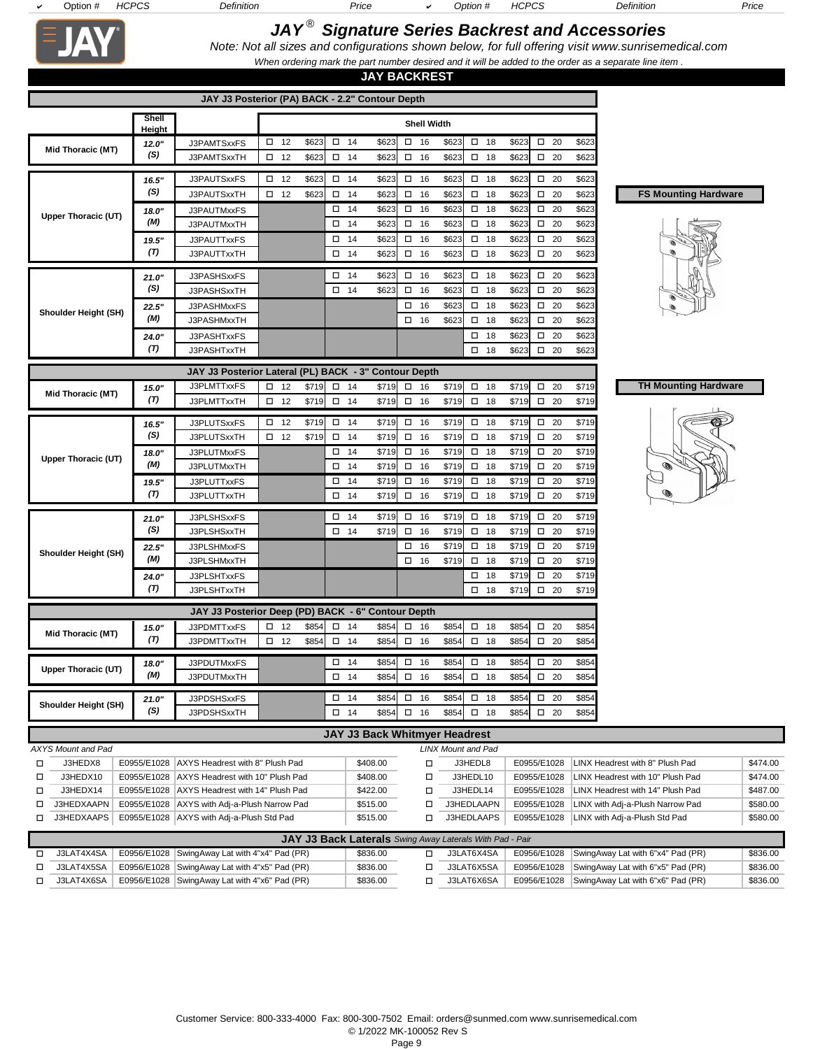# JAY® Signature Series Backrest and Accessories

*Note: Not all sizes and configurations shown below, for full offering visit www.sunrisemedical.com*

*When ordering mark the part number desired and it will be added to the order as a separate line item .*

## JAY BACKREST

### JAY J3 Posterior (PA) BACK - 2.2" Contour Depth

| | Shell Height | | Shell Width | | | | | | | | | |
|---|---|---|---|---|---|---|---|---|---|---|---|---|
| | | | 12 | Price | 14 | Price | 16 | Price | 18 | Price | 20 | Price |
| Mid Thoracic (MT) | 12.0" (S) | J3PAMTSxxFS | ☐ 12 | $623 | ☐ 14 | $623 | ☐ 16 | $623 | ☐ 18 | $623 | ☐ 20 | $623 |
| | | J3PAMTSxxTH | ☐ 12 | $623 | ☐ 14 | $623 | ☐ 16 | $623 | ☐ 18 | $623 | ☐ 20 | $623 |
| Upper Thoracic (UT) | 16.5" (S) | J3PAUTSxxFS | ☐ 12 | $623 | ☐ 14 | $623 | ☐ 16 | $623 | ☐ 18 | $623 | ☐ 20 | $623 |
| | | J3PAUTSxxTH | ☐ 12 | $623 | ☐ 14 | $623 | ☐ 16 | $623 | ☐ 18 | $623 | ☐ 20 | $623 |
| | 18.0" (M) | J3PAUTMxxFS | | | ☐ 14 | $623 | ☐ 16 | $623 | ☐ 18 | $623 | ☐ 20 | $623 |
| | | J3PAUTMxxTH | | | ☐ 14 | $623 | ☐ 16 | $623 | ☐ 18 | $623 | ☐ 20 | $623 |
| | 19.5" (T) | J3PAUTTxxFS | | | ☐ 14 | $623 | ☐ 16 | $623 | ☐ 18 | $623 | ☐ 20 | $623 |
| | | J3PAUTTxxTH | | | ☐ 14 | $623 | ☐ 16 | $623 | ☐ 18 | $623 | ☐ 20 | $623 |
| Shoulder Height (SH) | 21.0" (S) | J3PASHSxxFS | | | ☐ 14 | $623 | ☐ 16 | $623 | ☐ 18 | $623 | ☐ 20 | $623 |
| | | J3PASHSxxTH | | | ☐ 14 | $623 | ☐ 16 | $623 | ☐ 18 | $623 | ☐ 20 | $623 |
| | 22.5" (M) | J3PASHMxxFS | | | | | ☐ 16 | $623 | ☐ 18 | $623 | ☐ 20 | $623 |
| | | J3PASHMxxTH | | | | | ☐ 16 | $623 | ☐ 18 | $623 | ☐ 20 | $623 |
| | 24.0" (T) | J3PASHTxxFS | | | | | | | ☐ 18 | $623 | ☐ 20 | $623 |
| | | J3PASHTxxTH | | | | | | | ☐ 18 | $623 | ☐ 20 | $623 |

**FS Mounting Hardware**

### JAY J3 Posterior Lateral (PL) BACK - 3" Contour Depth

| | Shell Height | | 12 | Price | 14 | Price | 16 | Price | 18 | Price | 20 | Price |
|---|---|---|---|---|---|---|---|---|---|---|---|---|
| Mid Thoracic (MT) | 15.0" (T) | J3PLMTTxxFS | ☐ 12 | $719 | ☐ 14 | $719 | ☐ 16 | $719 | ☐ 18 | $719 | ☐ 20 | $719 |
| | | J3PLMTTxxTH | ☐ 12 | $719 | ☐ 14 | $719 | ☐ 16 | $719 | ☐ 18 | $719 | ☐ 20 | $719 |
| Upper Thoracic (UT) | 16.5" (S) | J3PLUTSxxFS | ☐ 12 | $719 | ☐ 14 | $719 | ☐ 16 | $719 | ☐ 18 | $719 | ☐ 20 | $719 |
| | | J3PLUTSxxTH | ☐ 12 | $719 | ☐ 14 | $719 | ☐ 16 | $719 | ☐ 18 | $719 | ☐ 20 | $719 |
| | 18.0" (M) | J3PLUTMxxFS | | | ☐ 14 | $719 | ☐ 16 | $719 | ☐ 18 | $719 | ☐ 20 | $719 |
| | | J3PLUTMxxTH | | | ☐ 14 | $719 | ☐ 16 | $719 | ☐ 18 | $719 | ☐ 20 | $719 |
| | 19.5" (T) | J3PLUTTxxFS | | | ☐ 14 | $719 | ☐ 16 | $719 | ☐ 18 | $719 | ☐ 20 | $719 |
| | | J3PLUTTxxTH | | | ☐ 14 | $719 | ☐ 16 | $719 | ☐ 18 | $719 | ☐ 20 | $719 |
| Shoulder Height (SH) | 21.0" (S) | J3PLSHSxxFS | | | ☐ 14 | $719 | ☐ 16 | $719 | ☐ 18 | $719 | ☐ 20 | $719 |
| | | J3PLSHSxxTH | | | ☐ 14 | $719 | ☐ 16 | $719 | ☐ 18 | $719 | ☐ 20 | $719 |
| | 22.5" (M) | J3PLSHMxxFS | | | | | ☐ 16 | $719 | ☐ 18 | $719 | ☐ 20 | $719 |
| | | J3PLSHMxxTH | | | | | ☐ 16 | $719 | ☐ 18 | $719 | ☐ 20 | $719 |
| | 24.0" (T) | J3PLSHTxxFS | | | | | | | ☐ 18 | $719 | ☐ 20 | $719 |
| | | J3PLSHTxxTH | | | | | | | ☐ 18 | $719 | ☐ 20 | $719 |

**TH Mounting Hardware**

### JAY J3 Posterior Deep (PD) BACK - 6" Contour Depth

| | Shell Height | | 12 | Price | 14 | Price | 16 | Price | 18 | Price | 20 | Price |
|---|---|---|---|---|---|---|---|---|---|---|---|---|
| Mid Thoracic (MT) | 15.0" (T) | J3PDMTTxxFS | ☐ 12 | $854 | ☐ 14 | $854 | ☐ 16 | $854 | ☐ 18 | $854 | ☐ 20 | $854 |
| | | J3PDMTTxxTH | ☐ 12 | $854 | ☐ 14 | $854 | ☐ 16 | $854 | ☐ 18 | $854 | ☐ 20 | $854 |
| Upper Thoracic (UT) | 18.0" (M) | J3PDUTMxxFS | | | ☐ 14 | $854 | ☐ 16 | $854 | ☐ 18 | $854 | ☐ 20 | $854 |
| | | J3PDUTMxxTH | | | ☐ 14 | $854 | ☐ 16 | $854 | ☐ 18 | $854 | ☐ 20 | $854 |
| Shoulder Height (SH) | 21.0" (S) | J3PDSHSxxFS | | | ☐ 14 | $854 | ☐ 16 | $854 | ☐ 18 | $854 | ☐ 20 | $854 |
| | | J3PDSHSxxTH | | | ☐ 14 | $854 | ☐ 16 | $854 | ☐ 18 | $854 | ☐ 20 | $854 |

### JAY J3 Back Whitmyer Headrest

*AXYS Mount and Pad*

| ✔ | Option # | HCPCS | Definition | Price |
|---|---|---|---|---|
| ☐ | J3HEDX8 | E0955/E1028 | AXYS Headrest with 8" Plush Pad | $408.00 |
| ☐ | J3HEDX10 | E0955/E1028 | AXYS Headrest with 10" Plush Pad | $408.00 |
| ☐ | J3HEDX14 | E0955/E1028 | AXYS Headrest with 14" Plush Pad | $422.00 |
| ☐ | J3HEDXAAPN | E0955/E1028 | AXYS with Adj-a-Plush Narrow Pad | $515.00 |
| ☐ | J3HEDXAAPS | E0955/E1028 | AXYS with Adj-a-Plush Std Pad | $515.00 |

*LINX Mount and Pad*

| ✔ | Option # | HCPCS | Definition | Price |
|---|---|---|---|---|
| ☐ | J3HEDL8 | E0955/E1028 | LINX Headrest with 8" Plush Pad | $474.00 |
| ☐ | J3HEDL10 | E0955/E1028 | LINX Headrest with 10" Plush Pad | $474.00 |
| ☐ | J3HEDL14 | E0955/E1028 | LINX Headrest with 14" Plush Pad | $487.00 |
| ☐ | J3HEDLAAPN | E0955/E1028 | LINX with Adj-a-Plush Narrow Pad | $580.00 |
| ☐ | J3HEDLAAPS | E0955/E1028 | LINX with Adj-a-Plush Std Pad | $580.00 |

### JAY J3 Back Laterals *Swing Away Laterals With Pad - Pair*

| ✔ | Option # | HCPCS | Definition | Price |
|---|---|---|---|---|
| ☐ | J3LAT4X4SA | E0956/E1028 | SwingAway Lat with 4"x4" Pad (PR) | $836.00 |
| ☐ | J3LAT4X5SA | E0956/E1028 | SwingAway Lat with 4"x5" Pad (PR) | $836.00 |
| ☐ | J3LAT4X6SA | E0956/E1028 | SwingAway Lat with 4"x6" Pad (PR) | $836.00 |
| ☐ | J3LAT6X4SA | E0956/E1028 | SwingAway Lat with 6"x4" Pad (PR) | $836.00 |
| ☐ | J3LAT6X5SA | E0956/E1028 | SwingAway Lat with 6"x5" Pad (PR) | $836.00 |
| ☐ | J3LAT6X6SA | E0956/E1028 | SwingAway Lat with 6"x6" Pad (PR) | $836.00 |

Customer Service: 800-333-4000 Fax: 800-300-7502 Email: orders@sunmed.com www.sunrisemedical.com
© 1/2022 MK-100052 Rev S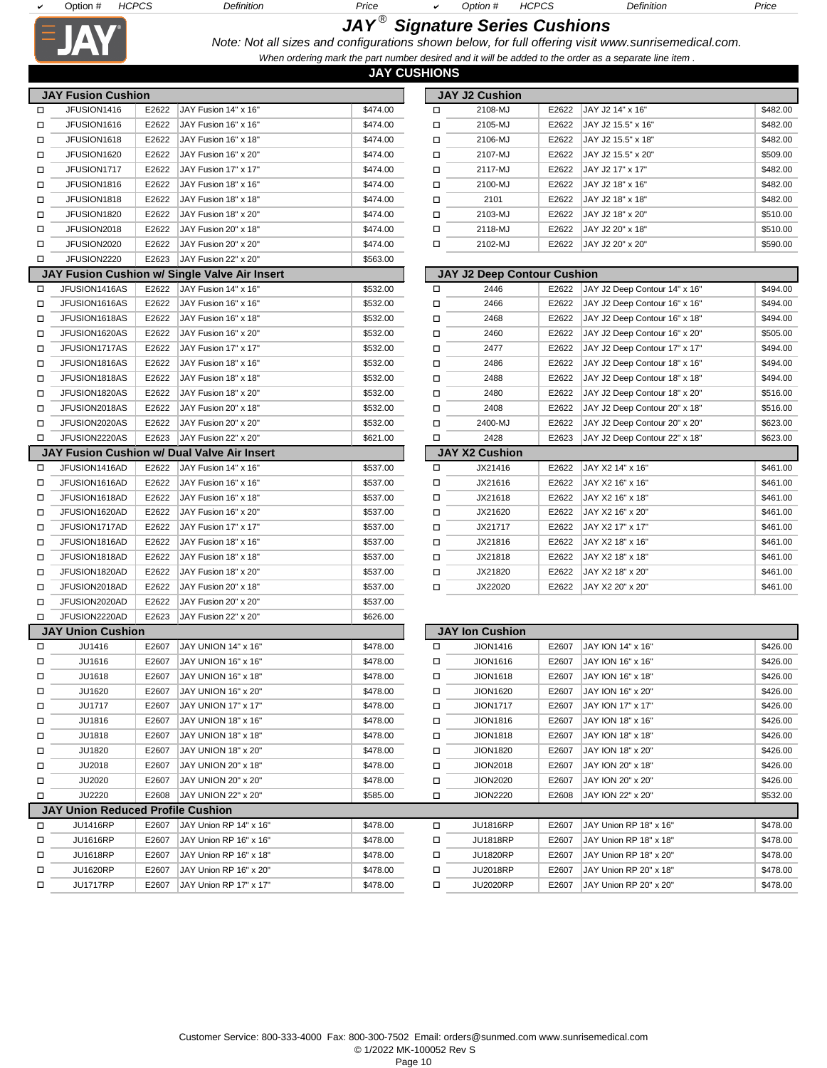# JAY® Signature Series Cushions

*Note: Not all sizes and configurations shown below, for full offering visit www.sunrisemedical.com.*

*When ordering mark the part number desired and it will be added to the order as a separate line item .*

## JAY CUSHIONS

### JAY Fusion Cushion

| ✔ | Option # | HCPCS | Definition | Price |
|---|---|---|---|---|
| ☐ | JFUSION1416 | E2622 | JAY Fusion 14" x 16" | $474.00 |
| ☐ | JFUSION1616 | E2622 | JAY Fusion 16" x 16" | $474.00 |
| ☐ | JFUSION1618 | E2622 | JAY Fusion 16" x 18" | $474.00 |
| ☐ | JFUSION1620 | E2622 | JAY Fusion 16" x 20" | $474.00 |
| ☐ | JFUSION1717 | E2622 | JAY Fusion 17" x 17" | $474.00 |
| ☐ | JFUSION1816 | E2622 | JAY Fusion 18" x 16" | $474.00 |
| ☐ | JFUSION1818 | E2622 | JAY Fusion 18" x 18" | $474.00 |
| ☐ | JFUSION1820 | E2622 | JAY Fusion 18" x 20" | $474.00 |
| ☐ | JFUSION2018 | E2622 | JAY Fusion 20" x 18" | $474.00 |
| ☐ | JFUSION2020 | E2622 | JAY Fusion 20" x 20" | $474.00 |
| ☐ | JFUSION2220 | E2623 | JAY Fusion 22" x 20" | $563.00 |

### JAY Fusion Cushion w/ Single Valve Air Insert

| ✔ | Option # | HCPCS | Definition | Price |
|---|---|---|---|---|
| ☐ | JFUSION1416AS | E2622 | JAY Fusion 14" x 16" | $532.00 |
| ☐ | JFUSION1616AS | E2622 | JAY Fusion 16" x 16" | $532.00 |
| ☐ | JFUSION1618AS | E2622 | JAY Fusion 16" x 18" | $532.00 |
| ☐ | JFUSION1620AS | E2622 | JAY Fusion 16" x 20" | $532.00 |
| ☐ | JFUSION1717AS | E2622 | JAY Fusion 17" x 17" | $532.00 |
| ☐ | JFUSION1816AS | E2622 | JAY Fusion 18" x 16" | $532.00 |
| ☐ | JFUSION1818AS | E2622 | JAY Fusion 18" x 18" | $532.00 |
| ☐ | JFUSION1820AS | E2622 | JAY Fusion 18" x 20" | $532.00 |
| ☐ | JFUSION2018AS | E2622 | JAY Fusion 20" x 18" | $532.00 |
| ☐ | JFUSION2020AS | E2622 | JAY Fusion 20" x 20" | $532.00 |
| ☐ | JFUSION2220AS | E2623 | JAY Fusion 22" x 20" | $621.00 |

### JAY Fusion Cushion w/ Dual Valve Air Insert

| ✔ | Option # | HCPCS | Definition | Price |
|---|---|---|---|---|
| ☐ | JFUSION1416AD | E2622 | JAY Fusion 14" x 16" | $537.00 |
| ☐ | JFUSION1616AD | E2622 | JAY Fusion 16" x 16" | $537.00 |
| ☐ | JFUSION1618AD | E2622 | JAY Fusion 16" x 18" | $537.00 |
| ☐ | JFUSION1620AD | E2622 | JAY Fusion 16" x 20" | $537.00 |
| ☐ | JFUSION1717AD | E2622 | JAY Fusion 17" x 17" | $537.00 |
| ☐ | JFUSION1816AD | E2622 | JAY Fusion 18" x 16" | $537.00 |
| ☐ | JFUSION1818AD | E2622 | JAY Fusion 18" x 18" | $537.00 |
| ☐ | JFUSION1820AD | E2622 | JAY Fusion 18" x 20" | $537.00 |
| ☐ | JFUSION2018AD | E2622 | JAY Fusion 20" x 18" | $537.00 |
| ☐ | JFUSION2020AD | E2622 | JAY Fusion 20" x 20" | $537.00 |
| ☐ | JFUSION2220AD | E2623 | JAY Fusion 22" x 20" | $626.00 |

### JAY Union Cushion

| ✔ | Option # | HCPCS | Definition | Price |
|---|---|---|---|---|
| ☐ | JU1416 | E2607 | JAY UNION 14" x 16" | $478.00 |
| ☐ | JU1616 | E2607 | JAY UNION 16" x 16" | $478.00 |
| ☐ | JU1618 | E2607 | JAY UNION 16" x 18" | $478.00 |
| ☐ | JU1620 | E2607 | JAY UNION 16" x 20" | $478.00 |
| ☐ | JU1717 | E2607 | JAY UNION 17" x 17" | $478.00 |
| ☐ | JU1816 | E2607 | JAY UNION 18" x 16" | $478.00 |
| ☐ | JU1818 | E2607 | JAY UNION 18" x 18" | $478.00 |
| ☐ | JU1820 | E2607 | JAY UNION 18" x 20" | $478.00 |
| ☐ | JU2018 | E2607 | JAY UNION 20" x 18" | $478.00 |
| ☐ | JU2020 | E2607 | JAY UNION 20" x 20" | $478.00 |
| ☐ | JU2220 | E2608 | JAY UNION 22" x 20" | $585.00 |

### JAY J2 Cushion

| ✔ | Option # | HCPCS | Definition | Price |
|---|---|---|---|---|
| ☐ | 2108-MJ | E2622 | JAY J2 14" x 16" | $482.00 |
| ☐ | 2105-MJ | E2622 | JAY J2 15.5" x 16" | $482.00 |
| ☐ | 2106-MJ | E2622 | JAY J2 15.5" x 18" | $482.00 |
| ☐ | 2107-MJ | E2622 | JAY J2 15.5" x 20" | $509.00 |
| ☐ | 2117-MJ | E2622 | JAY J2 17" x 17" | $482.00 |
| ☐ | 2100-MJ | E2622 | JAY J2 18" x 16" | $482.00 |
| ☐ | 2101 | E2622 | JAY J2 18" x 18" | $482.00 |
| ☐ | 2103-MJ | E2622 | JAY J2 18" x 20" | $510.00 |
| ☐ | 2118-MJ | E2622 | JAY J2 20" x 18" | $510.00 |
| ☐ | 2102-MJ | E2622 | JAY J2 20" x 20" | $590.00 |

### JAY J2 Deep Contour Cushion

| ✔ | Option # | HCPCS | Definition | Price |
|---|---|---|---|---|
| ☐ | 2446 | E2622 | JAY J2 Deep Contour 14" x 16" | $494.00 |
| ☐ | 2466 | E2622 | JAY J2 Deep Contour 16" x 16" | $494.00 |
| ☐ | 2468 | E2622 | JAY J2 Deep Contour 16" x 18" | $494.00 |
| ☐ | 2460 | E2622 | JAY J2 Deep Contour 16" x 20" | $505.00 |
| ☐ | 2477 | E2622 | JAY J2 Deep Contour 17" x 17" | $494.00 |
| ☐ | 2486 | E2622 | JAY J2 Deep Contour 18" x 16" | $494.00 |
| ☐ | 2488 | E2622 | JAY J2 Deep Contour 18" x 18" | $494.00 |
| ☐ | 2480 | E2622 | JAY J2 Deep Contour 18" x 20" | $516.00 |
| ☐ | 2408 | E2622 | JAY J2 Deep Contour 20" x 18" | $516.00 |
| ☐ | 2400-MJ | E2622 | JAY J2 Deep Contour 20" x 20" | $623.00 |
| ☐ | 2428 | E2623 | JAY J2 Deep Contour 22" x 18" | $623.00 |

### JAY X2 Cushion

| ✔ | Option # | HCPCS | Definition | Price |
|---|---|---|---|---|
| ☐ | JX21416 | E2622 | JAY X2 14" x 16" | $461.00 |
| ☐ | JX21616 | E2622 | JAY X2 16" x 16" | $461.00 |
| ☐ | JX21618 | E2622 | JAY X2 16" x 18" | $461.00 |
| ☐ | JX21620 | E2622 | JAY X2 16" x 20" | $461.00 |
| ☐ | JX21717 | E2622 | JAY X2 17" x 17" | $461.00 |
| ☐ | JX21816 | E2622 | JAY X2 18" x 16" | $461.00 |
| ☐ | JX21818 | E2622 | JAY X2 18" x 18" | $461.00 |
| ☐ | JX21820 | E2622 | JAY X2 18" x 20" | $461.00 |
| ☐ | JX22020 | E2622 | JAY X2 20" x 20" | $461.00 |

### JAY Ion Cushion

| ✔ | Option # | HCPCS | Definition | Price |
|---|---|---|---|---|
| ☐ | JION1416 | E2607 | JAY ION 14" x 16" | $426.00 |
| ☐ | JION1616 | E2607 | JAY ION 16" x 16" | $426.00 |
| ☐ | JION1618 | E2607 | JAY ION 16" x 18" | $426.00 |
| ☐ | JION1620 | E2607 | JAY ION 16" x 20" | $426.00 |
| ☐ | JION1717 | E2607 | JAY ION 17" x 17" | $426.00 |
| ☐ | JION1816 | E2607 | JAY ION 18" x 16" | $426.00 |
| ☐ | JION1818 | E2607 | JAY ION 18" x 18" | $426.00 |
| ☐ | JION1820 | E2607 | JAY ION 18" x 20" | $426.00 |
| ☐ | JION2018 | E2607 | JAY ION 20" x 18" | $426.00 |
| ☐ | JION2020 | E2607 | JAY ION 20" x 20" | $426.00 |
| ☐ | JION2220 | E2608 | JAY ION 22" x 20" | $532.00 |

### JAY Union Reduced Profile Cushion

| ✔ | Option # | HCPCS | Definition | Price |
|---|---|---|---|---|
| ☐ | JU1416RP | E2607 | JAY Union RP 14" x 16" | $478.00 |
| ☐ | JU1616RP | E2607 | JAY Union RP 16" x 16" | $478.00 |
| ☐ | JU1618RP | E2607 | JAY Union RP 16" x 18" | $478.00 |
| ☐ | JU1620RP | E2607 | JAY Union RP 16" x 20" | $478.00 |
| ☐ | JU1717RP | E2607 | JAY Union RP 17" x 17" | $478.00 |
| ☐ | JU1816RP | E2607 | JAY Union RP 18" x 16" | $478.00 |
| ☐ | JU1818RP | E2607 | JAY Union RP 18" x 18" | $478.00 |
| ☐ | JU1820RP | E2607 | JAY Union RP 18" x 20" | $478.00 |
| ☐ | JU2018RP | E2607 | JAY Union RP 20" x 18" | $478.00 |
| ☐ | JU2020RP | E2607 | JAY Union RP 20" x 20" | $478.00 |

Customer Service: 800-333-4000 Fax: 800-300-7502 Email: orders@sunmed.com www.sunrisemedical.com
© 1/2022 MK-100052 Rev S